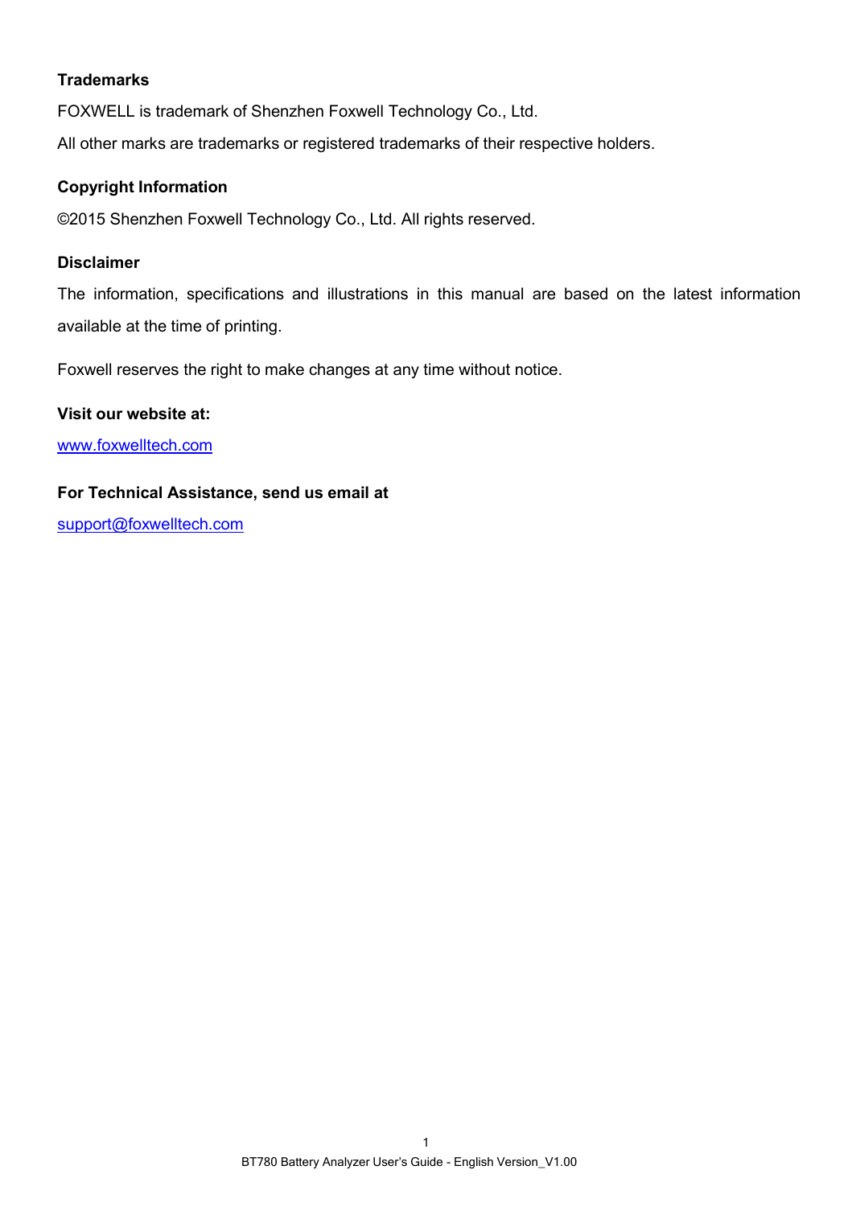**Trademarks**

FOXWELL is trademark of Shenzhen Foxwell Technology Co., Ltd.

All other marks are trademarks or registered trademarks of their respective holders.

**Copyright Information**

©2015 Shenzhen Foxwell Technology Co., Ltd. All rights reserved.

**Disclaimer**

The information, specifications and illustrations in this manual are based on the latest information available at the time of printing.

Foxwell reserves the right to make changes at any time without notice.

**Visit our website at:**

www.foxwelltech.com

**For Technical Assistance, send us email at**

support@foxwelltech.com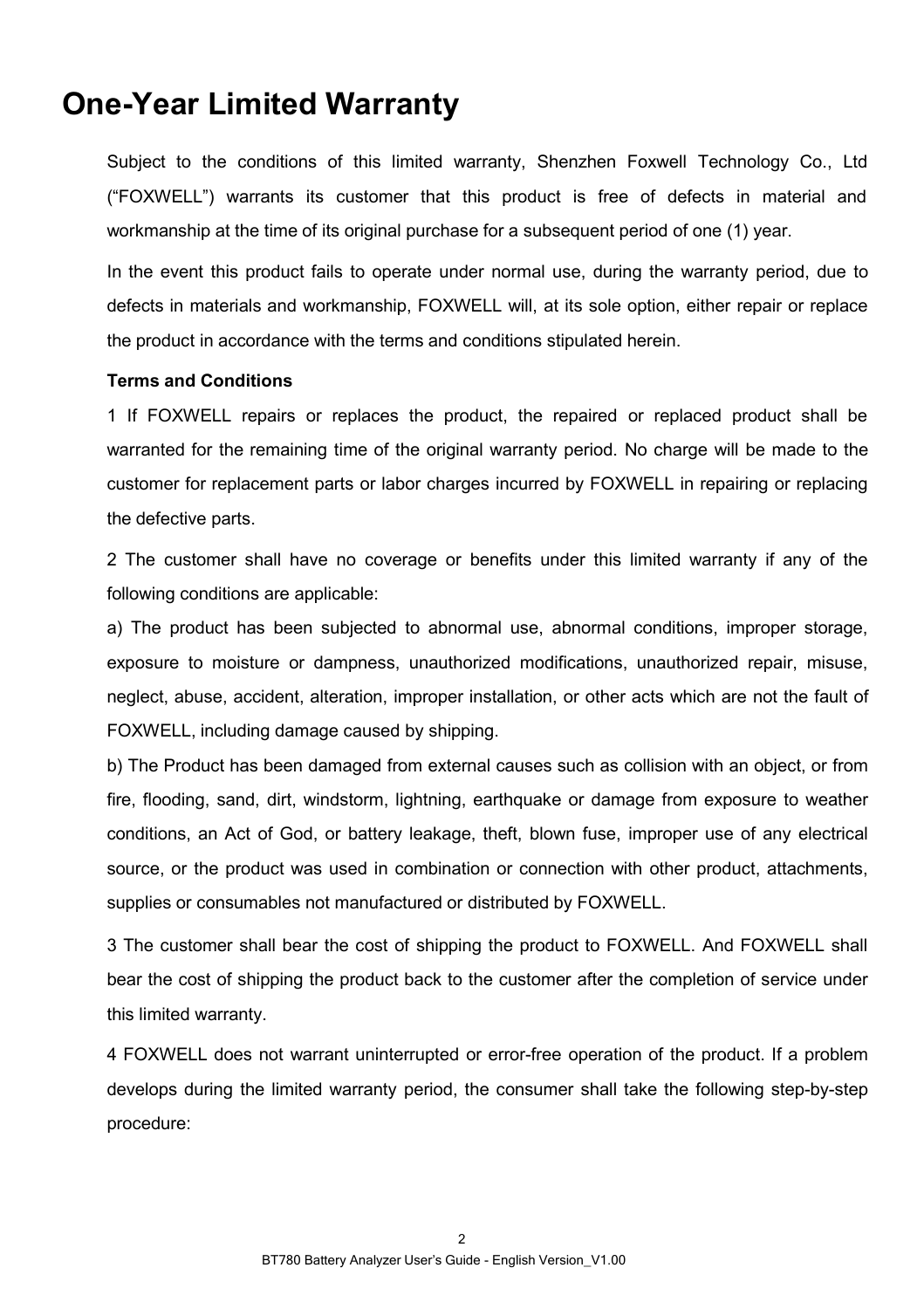# One-Year Limited Warranty

Subject to the conditions of this limited warranty, Shenzhen Foxwell Technology Co., Ltd ("FOXWELL") warrants its customer that this product is free of defects in material and workmanship at the time of its original purchase for a subsequent period of one (1) year.

In the event this product fails to operate under normal use, during the warranty period, due to defects in materials and workmanship, FOXWELL will, at its sole option, either repair or replace the product in accordance with the terms and conditions stipulated herein.

**Terms and Conditions**

1 If FOXWELL repairs or replaces the product, the repaired or replaced product shall be warranted for the remaining time of the original warranty period. No charge will be made to the customer for replacement parts or labor charges incurred by FOXWELL in repairing or replacing the defective parts.

2 The customer shall have no coverage or benefits under this limited warranty if any of the following conditions are applicable:

a) The product has been subjected to abnormal use, abnormal conditions, improper storage, exposure to moisture or dampness, unauthorized modifications, unauthorized repair, misuse, neglect, abuse, accident, alteration, improper installation, or other acts which are not the fault of FOXWELL, including damage caused by shipping.

b) The Product has been damaged from external causes such as collision with an object, or from fire, flooding, sand, dirt, windstorm, lightning, earthquake or damage from exposure to weather conditions, an Act of God, or battery leakage, theft, blown fuse, improper use of any electrical source, or the product was used in combination or connection with other product, attachments, supplies or consumables not manufactured or distributed by FOXWELL.

3 The customer shall bear the cost of shipping the product to FOXWELL. And FOXWELL shall bear the cost of shipping the product back to the customer after the completion of service under this limited warranty.

4 FOXWELL does not warrant uninterrupted or error-free operation of the product. If a problem develops during the limited warranty period, the consumer shall take the following step-by-step procedure: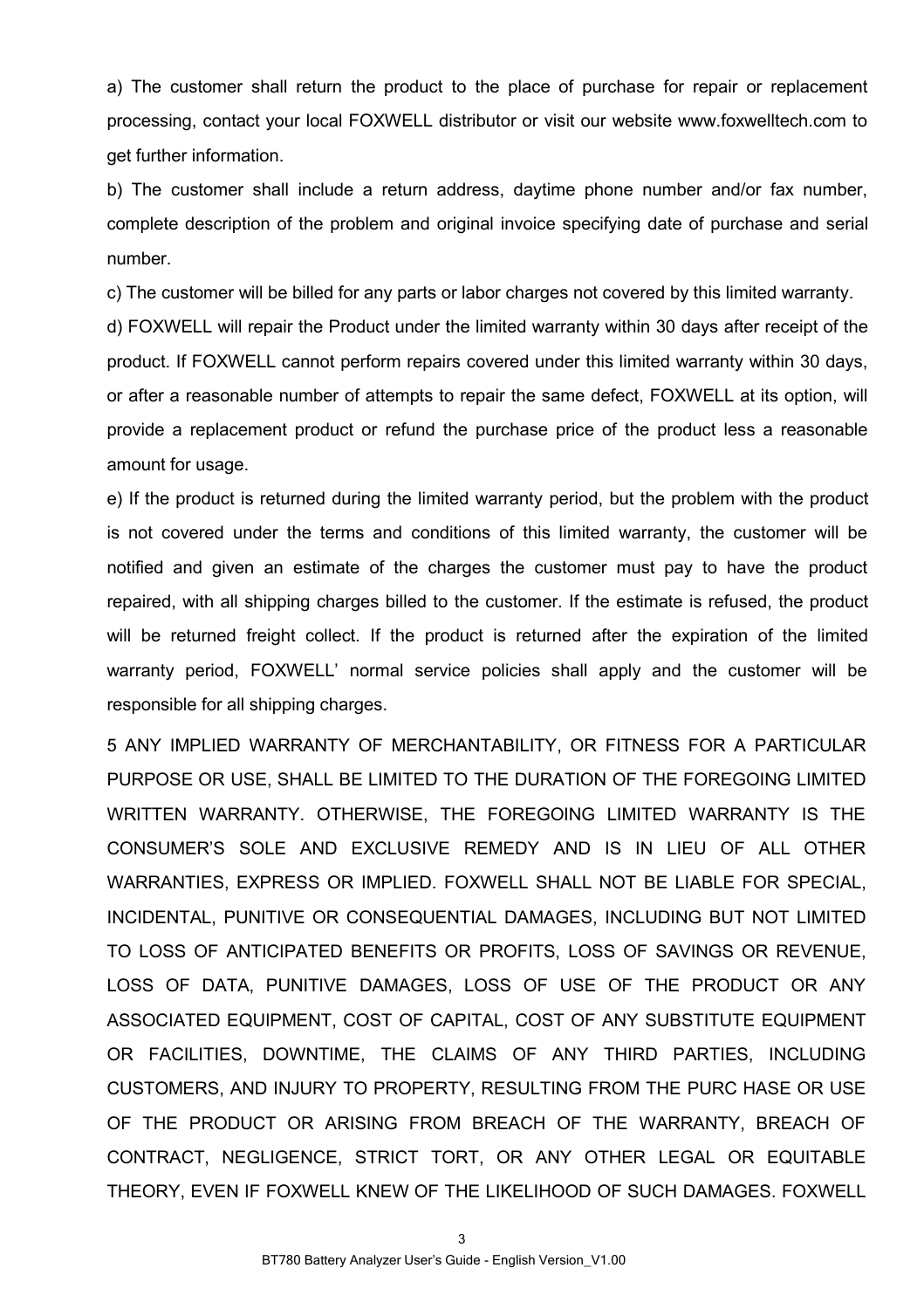a) The customer shall return the product to the place of purchase for repair or replacement processing, contact your local FOXWELL distributor or visit our website www.foxwelltech.com to get further information.

b) The customer shall include a return address, daytime phone number and/or fax number, complete description of the problem and original invoice specifying date of purchase and serial number.

c) The customer will be billed for any parts or labor charges not covered by this limited warranty.

d) FOXWELL will repair the Product under the limited warranty within 30 days after receipt of the product. If FOXWELL cannot perform repairs covered under this limited warranty within 30 days, or after a reasonable number of attempts to repair the same defect, FOXWELL at its option, will provide a replacement product or refund the purchase price of the product less a reasonable amount for usage.

e) If the product is returned during the limited warranty period, but the problem with the product is not covered under the terms and conditions of this limited warranty, the customer will be notified and given an estimate of the charges the customer must pay to have the product repaired, with all shipping charges billed to the customer. If the estimate is refused, the product will be returned freight collect. If the product is returned after the expiration of the limited warranty period, FOXWELL' normal service policies shall apply and the customer will be responsible for all shipping charges.

5 ANY IMPLIED WARRANTY OF MERCHANTABILITY, OR FITNESS FOR A PARTICULAR PURPOSE OR USE, SHALL BE LIMITED TO THE DURATION OF THE FOREGOING LIMITED WRITTEN WARRANTY. OTHERWISE, THE FOREGOING LIMITED WARRANTY IS THE CONSUMER'S SOLE AND EXCLUSIVE REMEDY AND IS IN LIEU OF ALL OTHER WARRANTIES, EXPRESS OR IMPLIED. FOXWELL SHALL NOT BE LIABLE FOR SPECIAL, INCIDENTAL, PUNITIVE OR CONSEQUENTIAL DAMAGES, INCLUDING BUT NOT LIMITED TO LOSS OF ANTICIPATED BENEFITS OR PROFITS, LOSS OF SAVINGS OR REVENUE, LOSS OF DATA, PUNITIVE DAMAGES, LOSS OF USE OF THE PRODUCT OR ANY ASSOCIATED EQUIPMENT, COST OF CAPITAL, COST OF ANY SUBSTITUTE EQUIPMENT OR FACILITIES, DOWNTIME, THE CLAIMS OF ANY THIRD PARTIES, INCLUDING CUSTOMERS, AND INJURY TO PROPERTY, RESULTING FROM THE PURC HASE OR USE OF THE PRODUCT OR ARISING FROM BREACH OF THE WARRANTY, BREACH OF CONTRACT, NEGLIGENCE, STRICT TORT, OR ANY OTHER LEGAL OR EQUITABLE THEORY, EVEN IF FOXWELL KNEW OF THE LIKELIHOOD OF SUCH DAMAGES. FOXWELL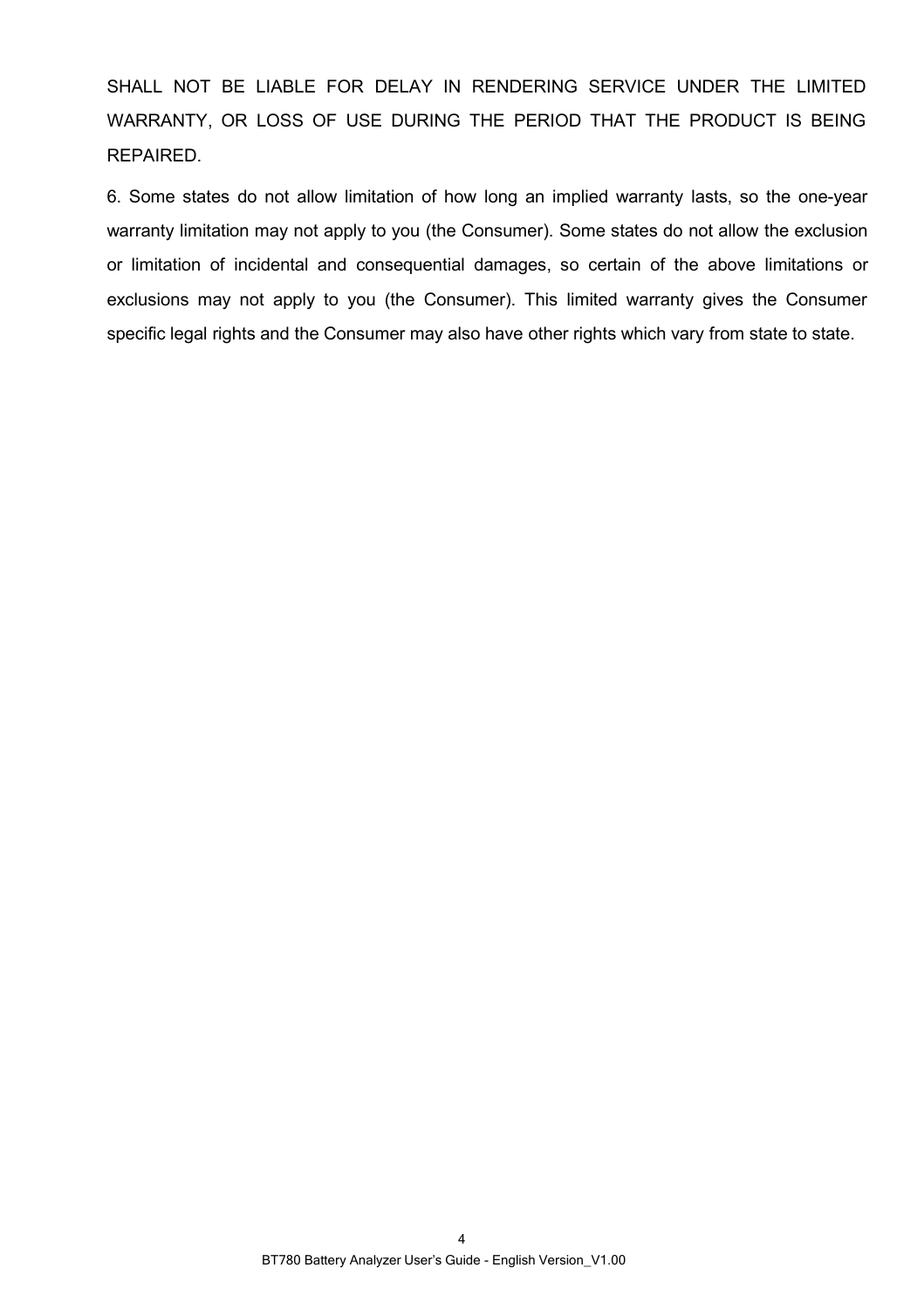SHALL NOT BE LIABLE FOR DELAY IN RENDERING SERVICE UNDER THE LIMITED WARRANTY, OR LOSS OF USE DURING THE PERIOD THAT THE PRODUCT IS BEING REPAIRED.

6. Some states do not allow limitation of how long an implied warranty lasts, so the one-year warranty limitation may not apply to you (the Consumer). Some states do not allow the exclusion or limitation of incidental and consequential damages, so certain of the above limitations or exclusions may not apply to you (the Consumer). This limited warranty gives the Consumer specific legal rights and the Consumer may also have other rights which vary from state to state.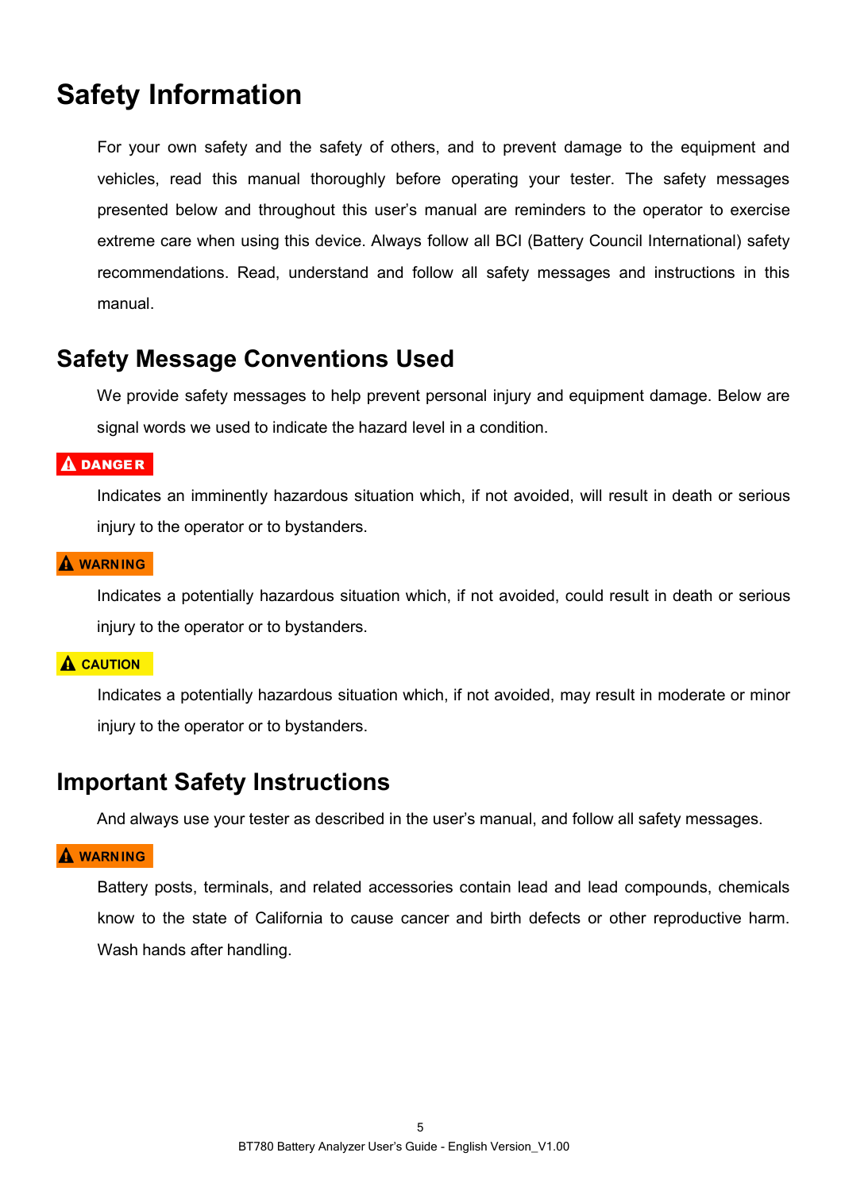# Safety Information

For your own safety and the safety of others, and to prevent damage to the equipment and vehicles, read this manual thoroughly before operating your tester. The safety messages presented below and throughout this user's manual are reminders to the operator to exercise extreme care when using this device. Always follow all BCI (Battery Council International) safety recommendations. Read, understand and follow all safety messages and instructions in this manual.

## Safety Message Conventions Used

We provide safety messages to help prevent personal injury and equipment damage. Below are signal words we used to indicate the hazard level in a condition.

**⚠ DANGER**

Indicates an imminently hazardous situation which, if not avoided, will result in death or serious injury to the operator or to bystanders.

**⚠ WARNING**

Indicates a potentially hazardous situation which, if not avoided, could result in death or serious injury to the operator or to bystanders.

**⚠ CAUTION**

Indicates a potentially hazardous situation which, if not avoided, may result in moderate or minor injury to the operator or to bystanders.

## Important Safety Instructions

And always use your tester as described in the user's manual, and follow all safety messages.

**⚠ WARNING**

Battery posts, terminals, and related accessories contain lead and lead compounds, chemicals know to the state of California to cause cancer and birth defects or other reproductive harm. Wash hands after handling.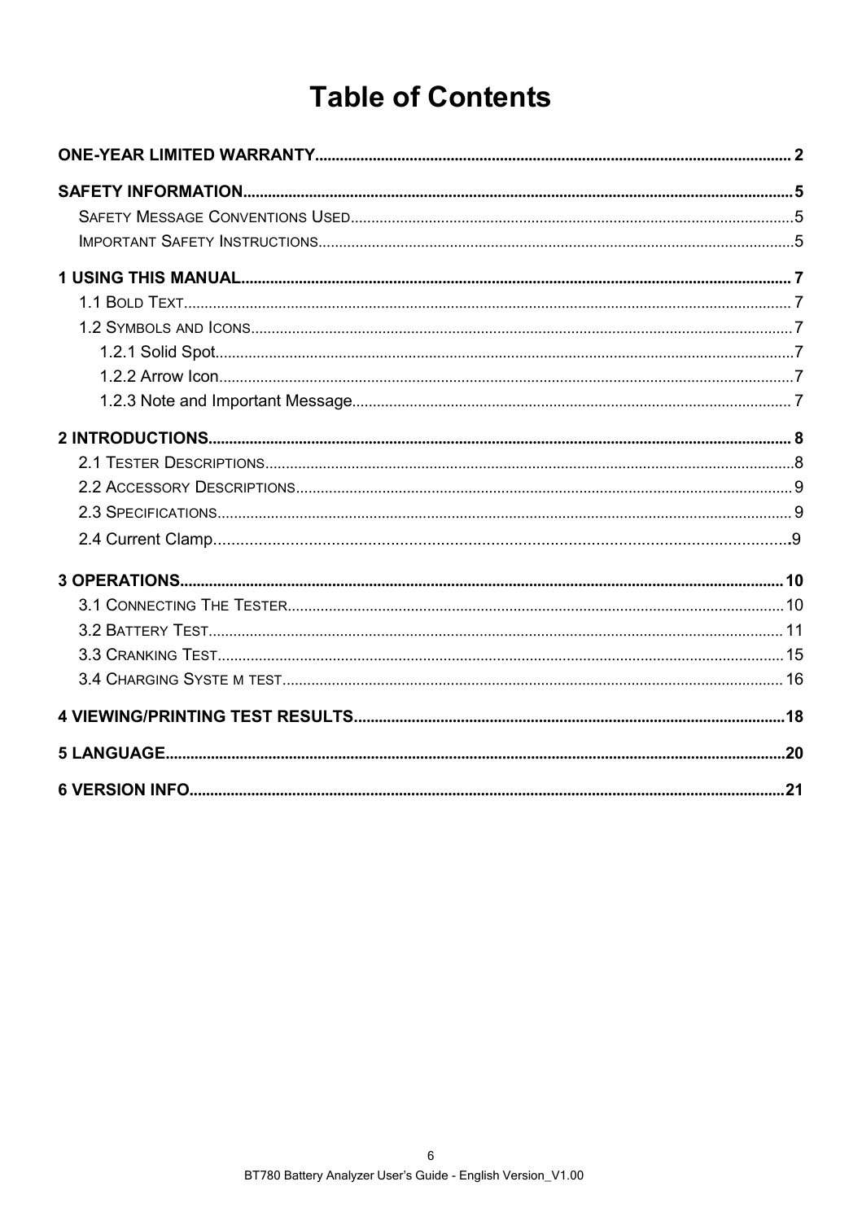# Table of Contents

**ONE-YEAR LIMITED WARRANTY** .......... 2

**SAFETY INFORMATION** .......... 5

- SAFETY MESSAGE CONVENTIONS USED .......... 5
- IMPORTANT SAFETY INSTRUCTIONS .......... 5

**1 USING THIS MANUAL** .......... 7

- 1.1 BOLD TEXT .......... 7
- 1.2 SYMBOLS AND ICONS .......... 7
  - 1.2.1 Solid Spot .......... 7
  - 1.2.2 Arrow Icon .......... 7
  - 1.2.3 Note and Important Message .......... 7

**2 INTRODUCTIONS** .......... 8

- 2.1 TESTER DESCRIPTIONS .......... 8
- 2.2 ACCESSORY DESCRIPTIONS .......... 9
- 2.3 SPECIFICATIONS .......... 9
- 2.4 Current Clamp .......... 9

**3 OPERATIONS** .......... 10

- 3.1 CONNECTING THE TESTER .......... 10
- 3.2 BATTERY TEST .......... 11
- 3.3 CRANKING TEST .......... 15
- 3.4 CHARGING SYSTE M TEST .......... 16

**4 VIEWING/PRINTING TEST RESULTS** .......... 18

**5 LANGUAGE** .......... 20

**6 VERSION INFO** .......... 21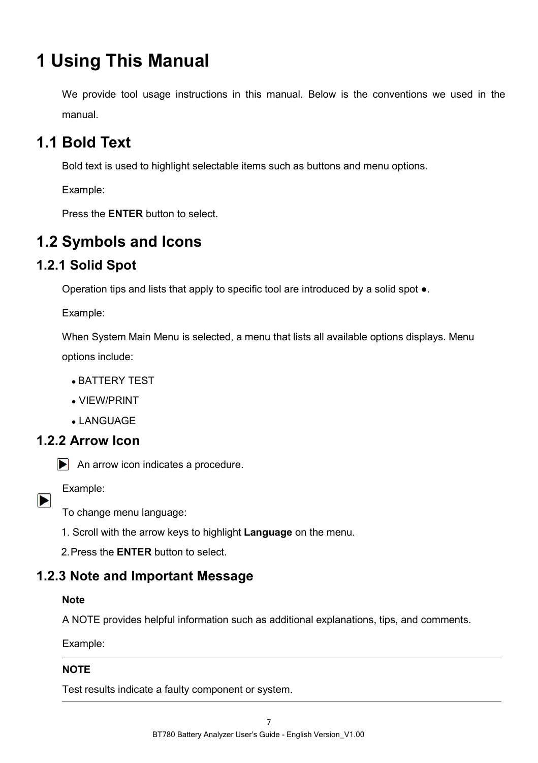# 1 Using This Manual

We provide tool usage instructions in this manual. Below is the conventions we used in the manual.

## 1.1 Bold Text

Bold text is used to highlight selectable items such as buttons and menu options.

Example:

Press the **ENTER** button to select.

## 1.2 Symbols and Icons

### 1.2.1 Solid Spot

Operation tips and lists that apply to specific tool are introduced by a solid spot ●.

Example:

When System Main Menu is selected, a menu that lists all available options displays. Menu options include:

- BATTERY TEST
- VIEW/PRINT
- LANGUAGE

### 1.2.2 Arrow Icon

▶ An arrow icon indicates a procedure.

Example:

▶ To change menu language:

1. Scroll with the arrow keys to highlight **Language** on the menu.
2. Press the **ENTER** button to select.

### 1.2.3 Note and Important Message

**Note**

A NOTE provides helpful information such as additional explanations, tips, and comments.

Example:

---

**NOTE**

Test results indicate a faulty component or system.

---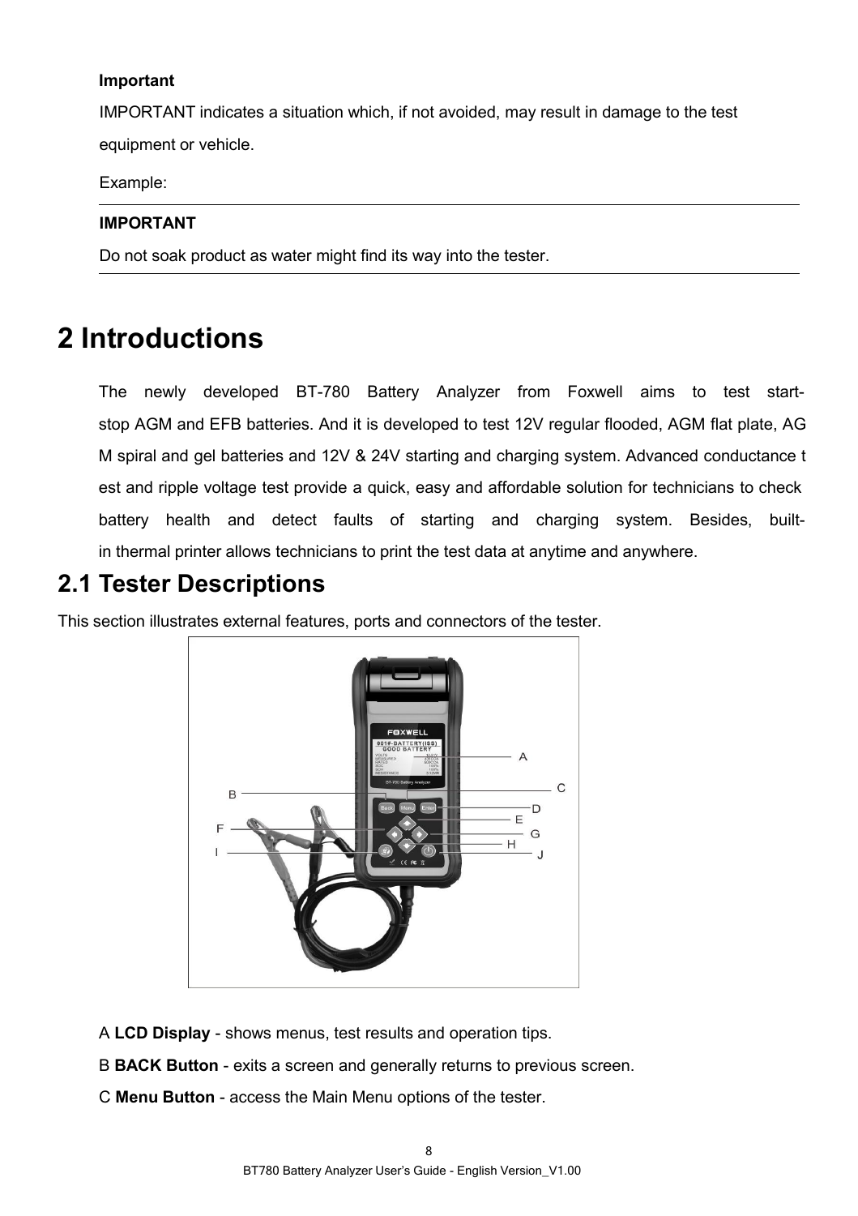**Important**

IMPORTANT indicates a situation which, if not avoided, may result in damage to the test equipment or vehicle.

Example:

---

**IMPORTANT**

Do not soak product as water might find its way into the tester.

---

# 2 Introductions

The newly developed BT-780 Battery Analyzer from Foxwell aims to test start-stop AGM and EFB batteries. And it is developed to test 12V regular flooded, AGM flat plate, AGM spiral and gel batteries and 12V & 24V starting and charging system. Advanced conductance test and ripple voltage test provide a quick, easy and affordable solution for technicians to check battery health and detect faults of starting and charging system. Besides, built-in thermal printer allows technicians to print the test data at anytime and anywhere.

## 2.1 Tester Descriptions

This section illustrates external features, ports and connectors of the tester.

A **LCD Display** - shows menus, test results and operation tips.

B **BACK Button** - exits a screen and generally returns to previous screen.

C **Menu Button** - access the Main Menu options of the tester.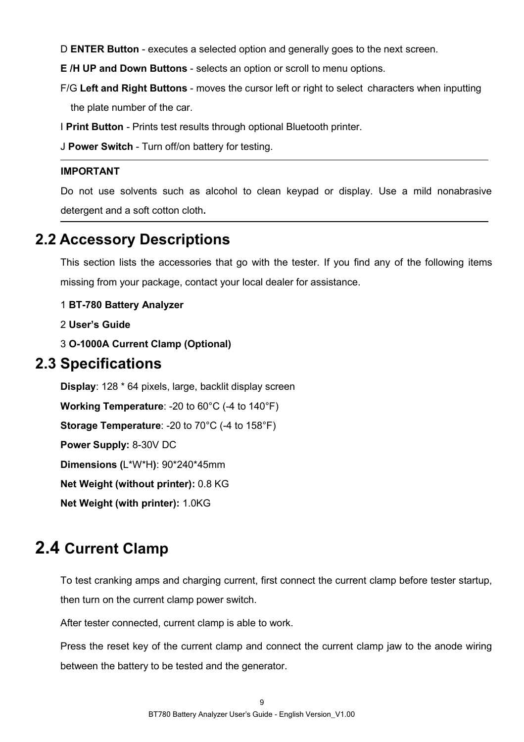D **ENTER Button** - executes a selected option and generally goes to the next screen.

**E /H UP and Down Buttons** - selects an option or scroll to menu options.

F/G **Left and Right Buttons** - moves the cursor left or right to select characters when inputting the plate number of the car.

I **Print Button** - Prints test results through optional Bluetooth printer.

J **Power Switch** - Turn off/on battery for testing.

---

**IMPORTANT**

Do not use solvents such as alcohol to clean keypad or display. Use a mild nonabrasive detergent and a soft cotton cloth**.**

---

## 2.2 Accessory Descriptions

This section lists the accessories that go with the tester. If you find any of the following items missing from your package, contact your local dealer for assistance.

1 **BT-780 Battery Analyzer**

2 **User's Guide**

3 **O-1000A Current Clamp (Optional)**

## 2.3 Specifications

**Display**: 128 * 64 pixels, large, backlit display screen

**Working Temperature**: -20 to 60°C (-4 to 140°F)

**Storage Temperature**: -20 to 70°C (-4 to 158°F)

**Power Supply:** 8-30V DC

**Dimensions (**L*W*H**)**: 90*240*45mm

**Net Weight (without printer):** 0.8 KG

**Net Weight (with printer):** 1.0KG

## 2.4 Current Clamp

To test cranking amps and charging current, first connect the current clamp before tester startup, then turn on the current clamp power switch.

After tester connected, current clamp is able to work.

Press the reset key of the current clamp and connect the current clamp jaw to the anode wiring between the battery to be tested and the generator.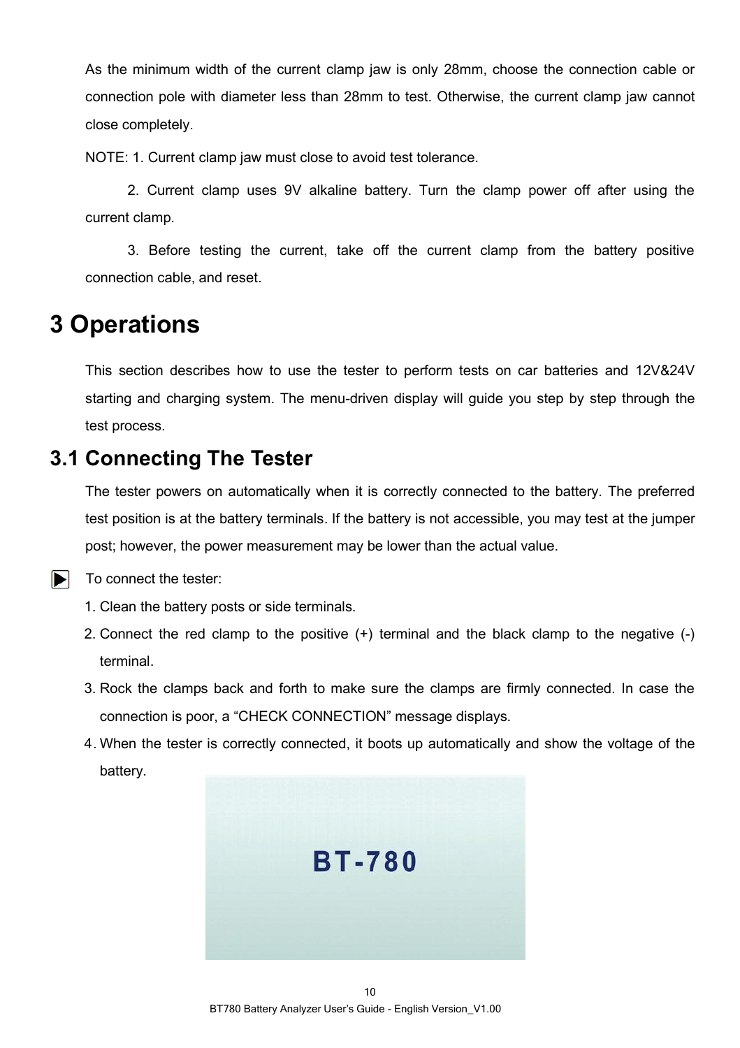As the minimum width of the current clamp jaw is only 28mm, choose the connection cable or connection pole with diameter less than 28mm to test. Otherwise, the current clamp jaw cannot close completely.

NOTE: 1. Current clamp jaw must close to avoid test tolerance.

2. Current clamp uses 9V alkaline battery. Turn the clamp power off after using the current clamp.

3. Before testing the current, take off the current clamp from the battery positive connection cable, and reset.

# 3 Operations

This section describes how to use the tester to perform tests on car batteries and 12V&24V starting and charging system. The menu-driven display will guide you step by step through the test process.

## 3.1 Connecting The Tester

The tester powers on automatically when it is correctly connected to the battery. The preferred test position is at the battery terminals. If the battery is not accessible, you may test at the jumper post; however, the power measurement may be lower than the actual value.

▶ To connect the tester:

1. Clean the battery posts or side terminals.
2. Connect the red clamp to the positive (+) terminal and the black clamp to the negative (-) terminal.
3. Rock the clamps back and forth to make sure the clamps are firmly connected. In case the connection is poor, a “CHECK CONNECTION” message displays.
4. When the tester is correctly connected, it boots up automatically and show the voltage of the battery.

BT-780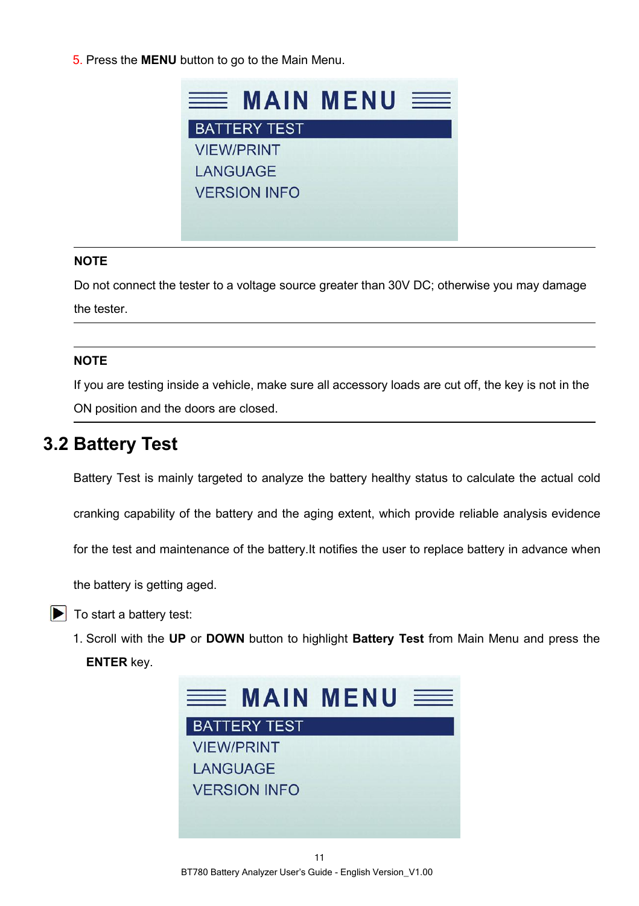5. Press the **MENU** button to go to the Main Menu.

MAIN MENU

BATTERY TEST
VIEW/PRINT
LANGUAGE
VERSION INFO

---

**NOTE**

Do not connect the tester to a voltage source greater than 30V DC; otherwise you may damage the tester.

---

**NOTE**

If you are testing inside a vehicle, make sure all accessory loads are cut off, the key is not in the ON position and the doors are closed.

---

## 3.2 Battery Test

Battery Test is mainly targeted to analyze the battery healthy status to calculate the actual cold cranking capability of the battery and the aging extent, which provide reliable analysis evidence for the test and maintenance of the battery.It notifies the user to replace battery in advance when the battery is getting aged.

▶ To start a battery test:

1. Scroll with the **UP** or **DOWN** button to highlight **Battery Test** from Main Menu and press the **ENTER** key.

MAIN MENU

BATTERY TEST
VIEW/PRINT
LANGUAGE
VERSION INFO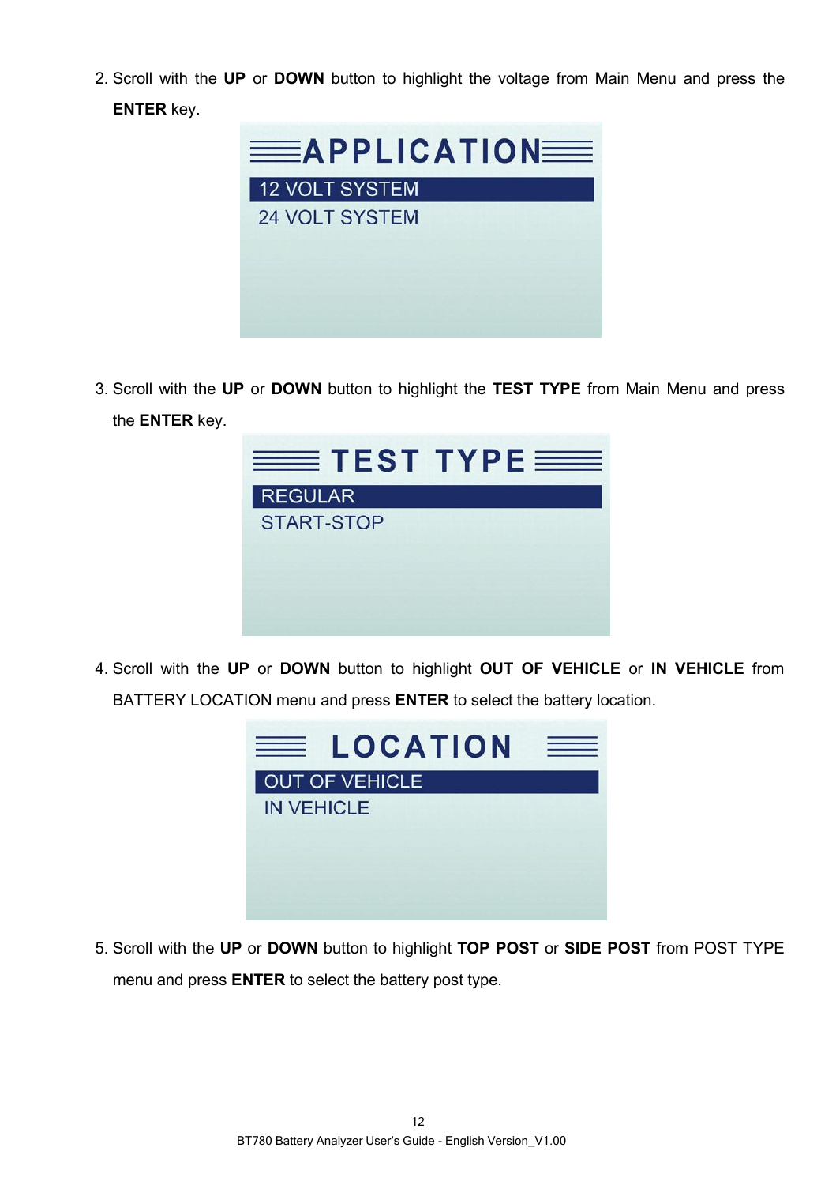2. Scroll with the **UP** or **DOWN** button to highlight the voltage from Main Menu and press the **ENTER** key.

APPLICATION

12 VOLT SYSTEM

24 VOLT SYSTEM

3. Scroll with the **UP** or **DOWN** button to highlight the **TEST TYPE** from Main Menu and press the **ENTER** key.

TEST TYPE

REGULAR

START-STOP

4. Scroll with the **UP** or **DOWN** button to highlight **OUT OF VEHICLE** or **IN VEHICLE** from BATTERY LOCATION menu and press **ENTER** to select the battery location.

LOCATION

OUT OF VEHICLE

IN VEHICLE

5. Scroll with the **UP** or **DOWN** button to highlight **TOP POST** or **SIDE POST** from POST TYPE menu and press **ENTER** to select the battery post type.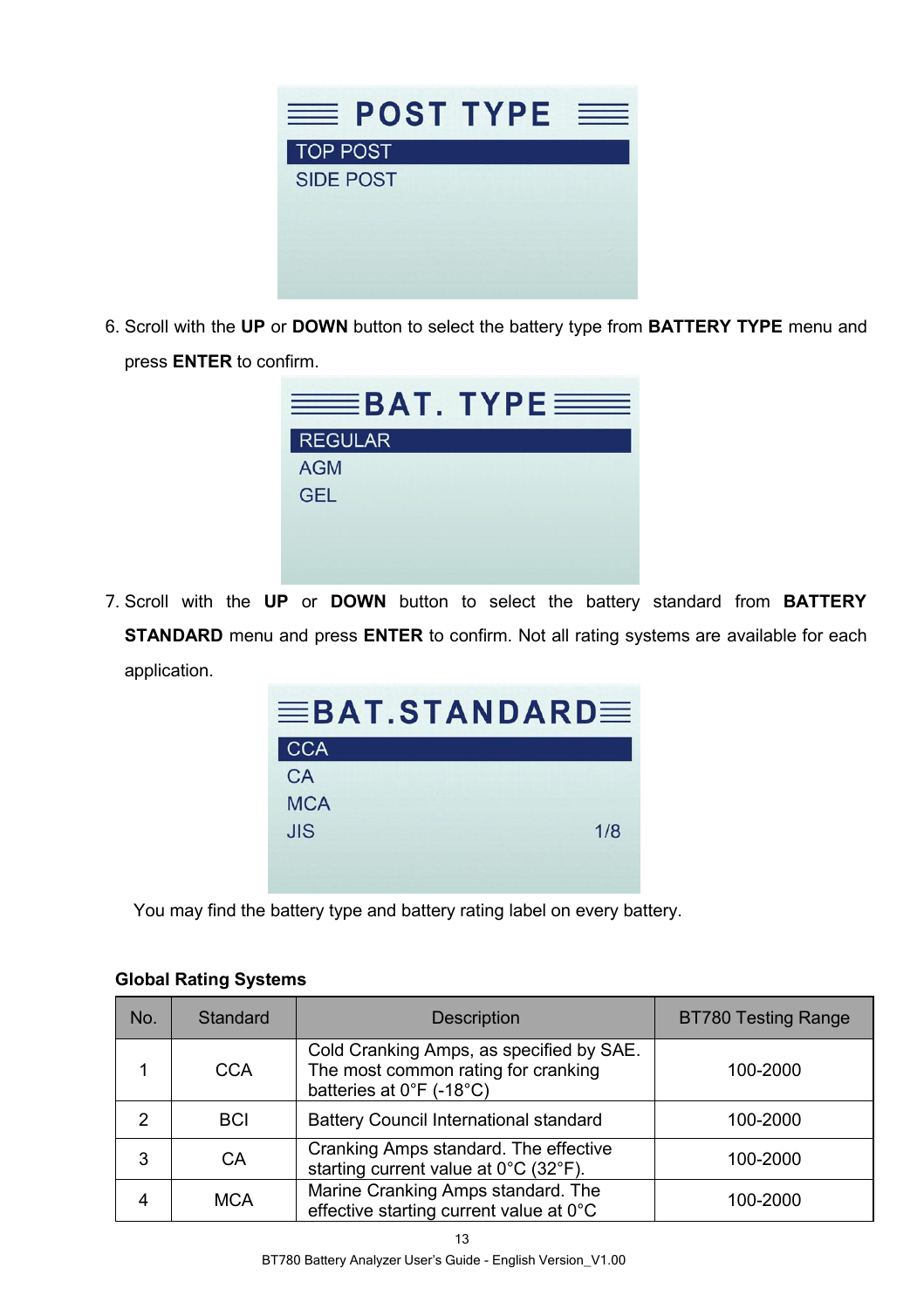POST TYPE

TOP POST
SIDE POST

6. Scroll with the **UP** or **DOWN** button to select the battery type from **BATTERY TYPE** menu and press **ENTER** to confirm.

BAT. TYPE

REGULAR
AGM
GEL

7. Scroll with the **UP** or **DOWN** button to select the battery standard from **BATTERY STANDARD** menu and press **ENTER** to confirm. Not all rating systems are available for each application.

BAT.STANDARD

CCA
CA
MCA
JIS 1/8

You may find the battery type and battery rating label on every battery.

**Global Rating Systems**

| No. | Standard | Description | BT780 Testing Range |
|---|---|---|---|
| 1 | CCA | Cold Cranking Amps, as specified by SAE. The most common rating for cranking batteries at 0°F (-18°C) | 100-2000 |
| 2 | BCI | Battery Council International standard | 100-2000 |
| 3 | CA | Cranking Amps standard. The effective starting current value at 0°C (32°F). | 100-2000 |
| 4 | MCA | Marine Cranking Amps standard. The effective starting current value at 0°C | 100-2000 |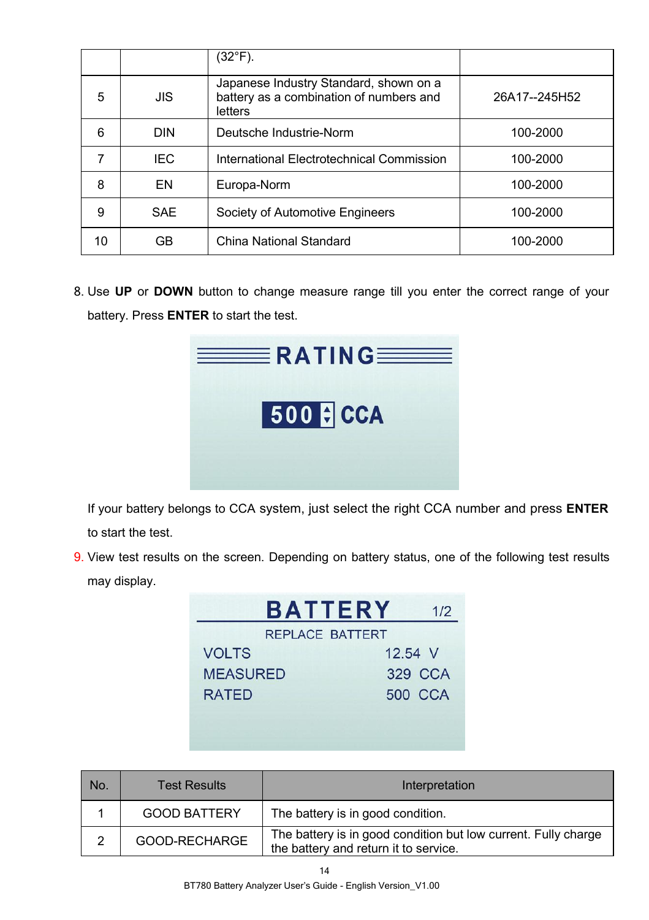|  |  | (32°F). |  |
|---|---|---|---|
| 5 | JIS | Japanese Industry Standard, shown on a battery as a combination of numbers and letters | 26A17--245H52 |
| 6 | DIN | Deutsche Industrie-Norm | 100-2000 |
| 7 | IEC | International Electrotechnical Commission | 100-2000 |
| 8 | EN | Europa-Norm | 100-2000 |
| 9 | SAE | Society of Automotive Engineers | 100-2000 |
| 10 | GB | China National Standard | 100-2000 |

8. Use **UP** or **DOWN** button to change measure range till you enter the correct range of your battery. Press **ENTER** to start the test.

RATING

500 CCA

If your battery belongs to CCA system, just select the right CCA number and press **ENTER** to start the test.

9. View test results on the screen. Depending on battery status, one of the following test results may display.

BATTERY 1/2

REPLACE BATTERT

VOLTS 12.54 V

MEASURED 329 CCA

RATED 500 CCA

| No. | Test Results | Interpretation |
|---|---|---|
| 1 | GOOD BATTERY | The battery is in good condition. |
| 2 | GOOD-RECHARGE | The battery is in good condition but low current. Fully charge the battery and return it to service. |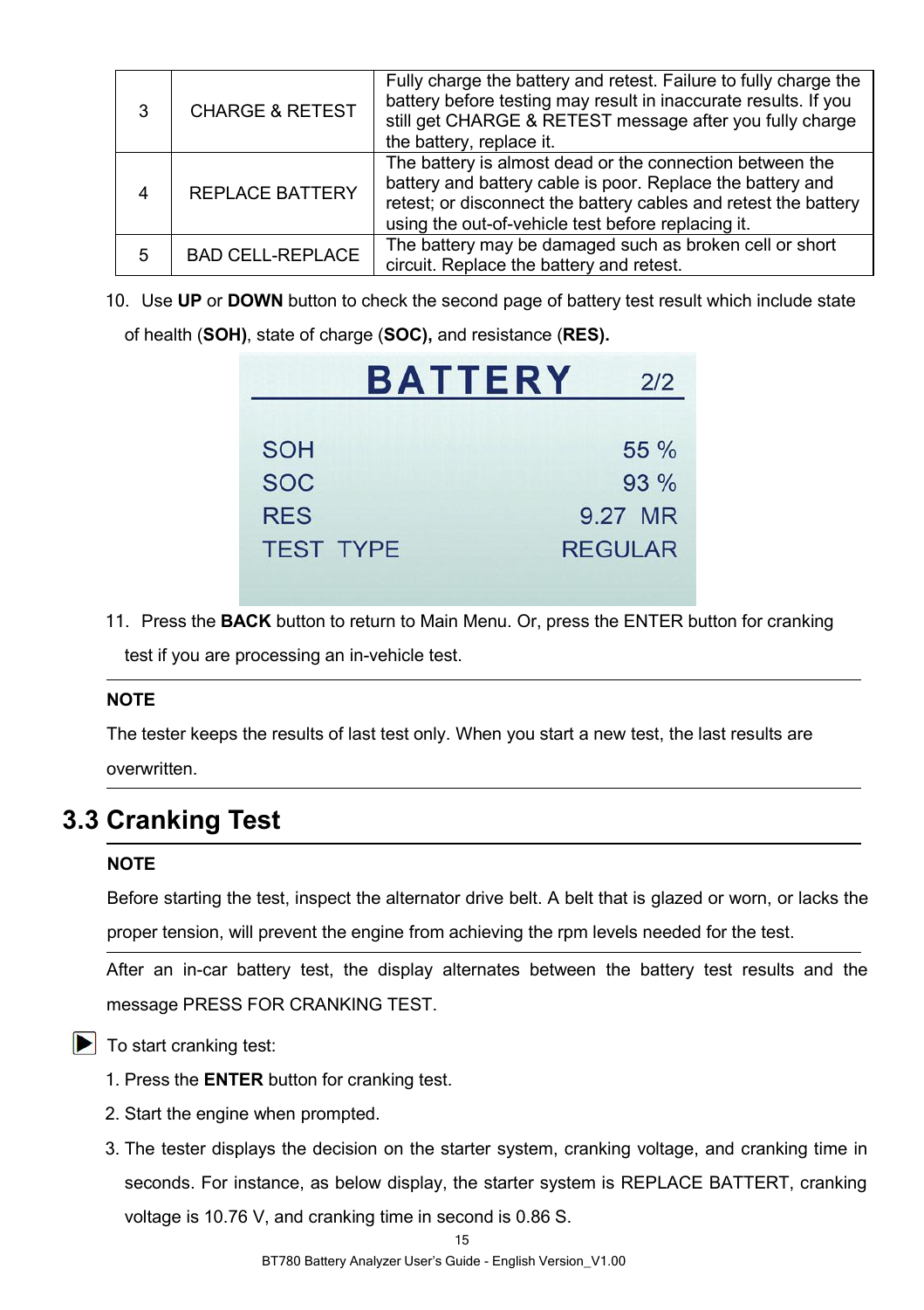| 3 | CHARGE & RETEST | Fully charge the battery and retest. Failure to fully charge the battery before testing may result in inaccurate results. If you still get CHARGE & RETEST message after you fully charge the battery, replace it. |
|---|---|---|
| 4 | REPLACE BATTERY | The battery is almost dead or the connection between the battery and battery cable is poor. Replace the battery and retest; or disconnect the battery cables and retest the battery using the out-of-vehicle test before replacing it. |
| 5 | BAD CELL-REPLACE | The battery may be damaged such as broken cell or short circuit. Replace the battery and retest. |

10. Use **UP** or **DOWN** button to check the second page of battery test result which include state of health (**SOH**), state of charge (**SOC),** and resistance (**RES).**

```
BATTERY          2/2

SOH                 55 %
SOC                 93 %
RES              9.27 MR
TEST TYPE        REGULAR
```

11. Press the **BACK** button to return to Main Menu. Or, press the ENTER button for cranking test if you are processing an in-vehicle test.

**NOTE**

The tester keeps the results of last test only. When you start a new test, the last results are overwritten.

## 3.3 Cranking Test

**NOTE**

Before starting the test, inspect the alternator drive belt. A belt that is glazed or worn, or lacks the proper tension, will prevent the engine from achieving the rpm levels needed for the test.

After an in-car battery test, the display alternates between the battery test results and the message PRESS FOR CRANKING TEST.

▶ To start cranking test:

1. Press the **ENTER** button for cranking test.
2. Start the engine when prompted.
3. The tester displays the decision on the starter system, cranking voltage, and cranking time in seconds. For instance, as below display, the starter system is REPLACE BATTERT, cranking voltage is 10.76 V, and cranking time in second is 0.86 S.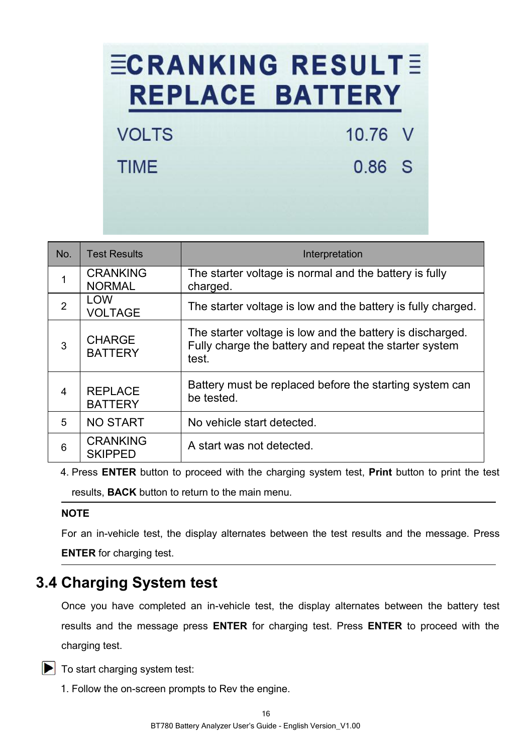CRANKING RESULT
REPLACE BATTERY

VOLTS 10.76 V

TIME 0.86 S

| No. | Test Results | Interpretation |
|---|---|---|
| 1 | CRANKING NORMAL | The starter voltage is normal and the battery is fully charged. |
| 2 | LOW VOLTAGE | The starter voltage is low and the battery is fully charged. |
| 3 | CHARGE BATTERY | The starter voltage is low and the battery is discharged. Fully charge the battery and repeat the starter system test. |
| 4 | REPLACE BATTERY | Battery must be replaced before the starting system can be tested. |
| 5 | NO START | No vehicle start detected. |
| 6 | CRANKING SKIPPED | A start was not detected. |

4. Press **ENTER** button to proceed with the charging system test, **Print** button to print the test results, **BACK** button to return to the main menu.

**NOTE**

For an in-vehicle test, the display alternates between the test results and the message. Press **ENTER** for charging test.

## 3.4 Charging System test

Once you have completed an in-vehicle test, the display alternates between the battery test results and the message press **ENTER** for charging test. Press **ENTER** to proceed with the charging test.

▶ To start charging system test:

1. Follow the on-screen prompts to Rev the engine.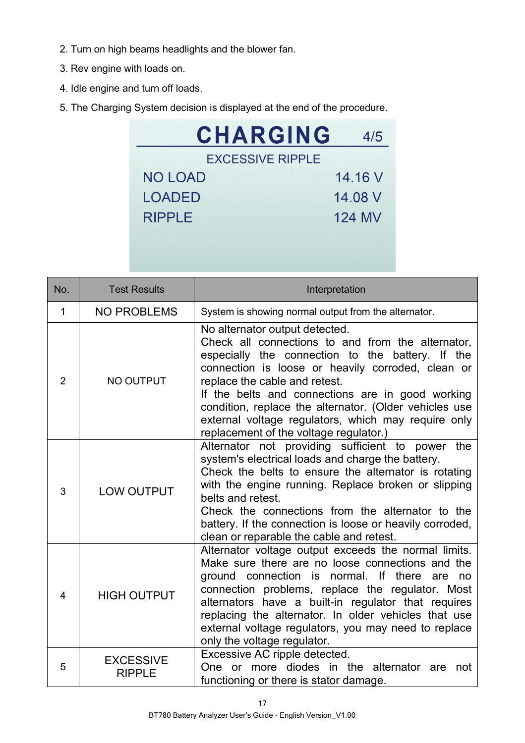2. Turn on high beams headlights and the blower fan.

3. Rev engine with loads on.

4. Idle engine and turn off loads.

5. The Charging System decision is displayed at the end of the procedure.

```
CHARGING                4/5
      EXCESSIVE RIPPLE
NO LOAD             14.16 V
LOADED              14.08 V
RIPPLE              124 MV
```

| No. | Test Results | Interpretation |
|---|---|---|
| 1 | NO PROBLEMS | System is showing normal output from the alternator. |
| 2 | NO OUTPUT | No alternator output detected.<br>Check all connections to and from the alternator, especially the connection to the battery. If the connection is loose or heavily corroded, clean or replace the cable and retest.<br>If the belts and connections are in good working condition, replace the alternator. (Older vehicles use external voltage regulators, which may require only replacement of the voltage regulator.) |
| 3 | LOW OUTPUT | Alternator not providing sufficient to power the system's electrical loads and charge the battery.<br>Check the belts to ensure the alternator is rotating with the engine running. Replace broken or slipping belts and retest.<br>Check the connections from the alternator to the battery. If the connection is loose or heavily corroded, clean or reparable the cable and retest. |
| 4 | HIGH OUTPUT | Alternator voltage output exceeds the normal limits. Make sure there are no loose connections and the ground connection is normal. If there are no connection problems, replace the regulator. Most alternators have a built-in regulator that requires replacing the alternator. In older vehicles that use external voltage regulators, you may need to replace only the voltage regulator. |
| 5 | EXCESSIVE RIPPLE | Excessive AC ripple detected.<br>One or more diodes in the alternator are not functioning or there is stator damage. |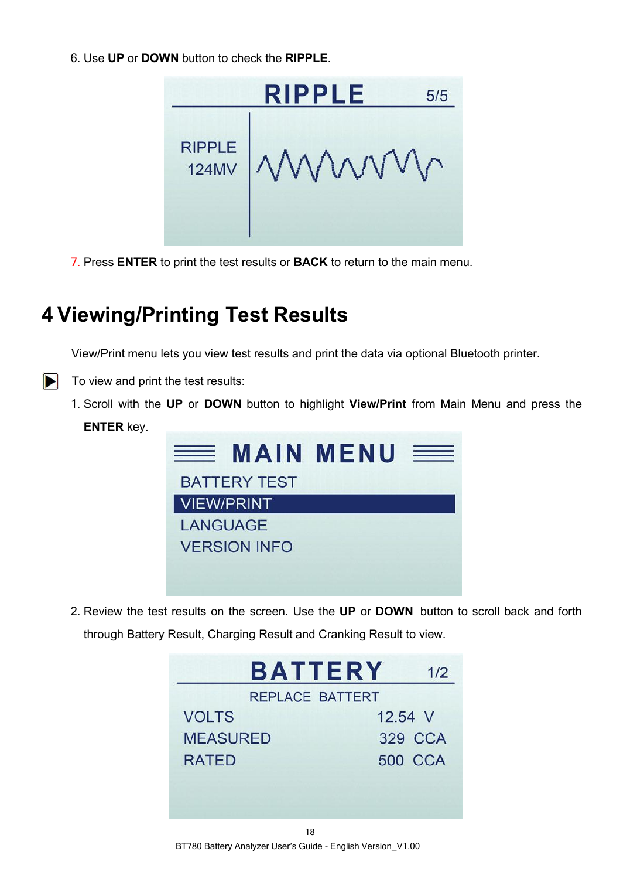6. Use **UP** or **DOWN** button to check the **RIPPLE**.

7. Press **ENTER** to print the test results or **BACK** to return to the main menu.

# 4 Viewing/Printing Test Results

View/Print menu lets you view test results and print the data via optional Bluetooth printer.

To view and print the test results:

1. Scroll with the **UP** or **DOWN** button to highlight **View/Print** from Main Menu and press the **ENTER** key.

2. Review the test results on the screen. Use the **UP** or **DOWN** button to scroll back and forth through Battery Result, Charging Result and Cranking Result to view.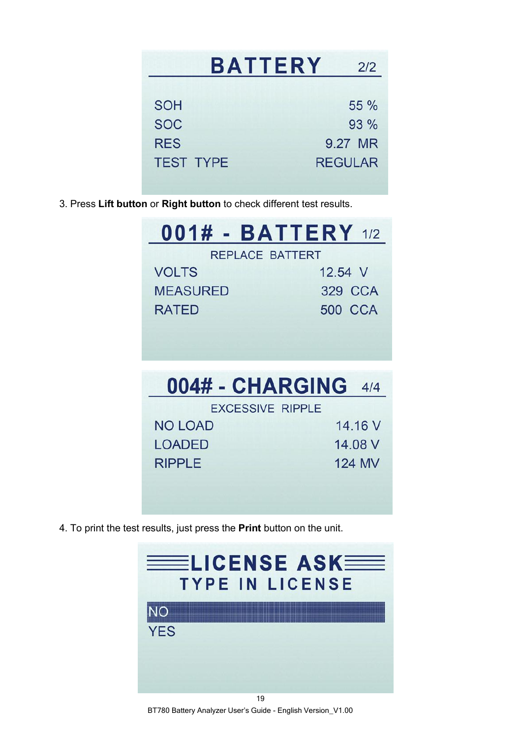**BATTERY** 2/2

| | |
|---|---|
| SOH | 55 % |
| SOC | 93 % |
| RES | 9.27 MR |
| TEST TYPE | REGULAR |

3. Press **Lift button** or **Right button** to check different test results.

**001# - BATTERY** 1/2

REPLACE BATTERT

| | |
|---|---|
| VOLTS | 12.54 V |
| MEASURED | 329 CCA |
| RATED | 500 CCA |

**004# - CHARGING** 4/4

EXCESSIVE RIPPLE

| | |
|---|---|
| NO LOAD | 14.16 V |
| LOADED | 14.08 V |
| RIPPLE | 124 MV |

4. To print the test results, just press the **Print** button on the unit.

**LICENSE ASK**

**TYPE IN LICENSE**

NO

YES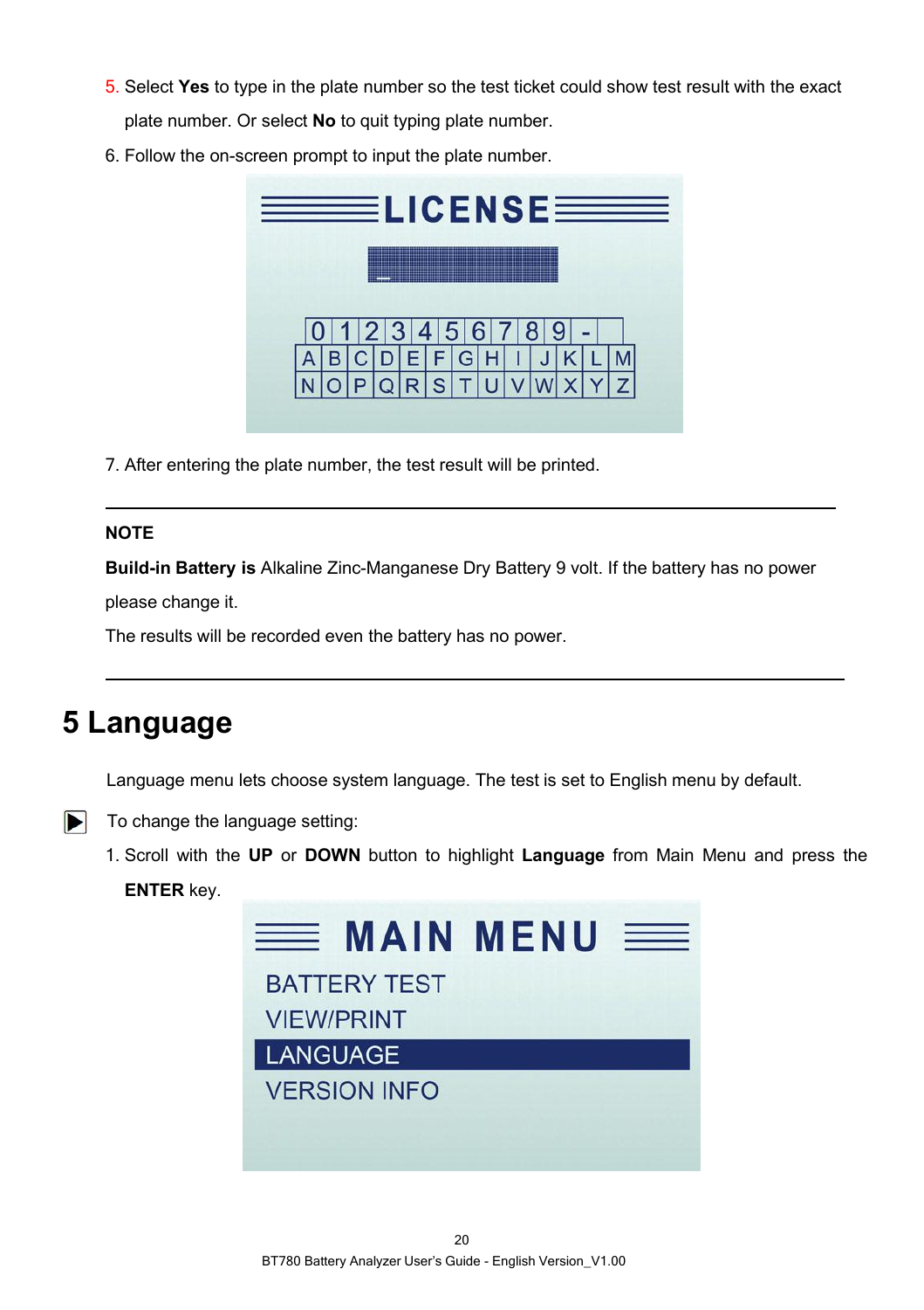5. Select **Yes** to type in the plate number so the test ticket could show test result with the exact plate number. Or select **No** to quit typing plate number.

6. Follow the on-screen prompt to input the plate number.

7. After entering the plate number, the test result will be printed.

---

**NOTE**

**Build-in Battery is** Alkaline Zinc-Manganese Dry Battery 9 volt. If the battery has no power please change it.

The results will be recorded even the battery has no power.

---

# 5 Language

Language menu lets choose system language. The test is set to English menu by default.

To change the language setting:

1. Scroll with the **UP** or **DOWN** button to highlight **Language** from Main Menu and press the **ENTER** key.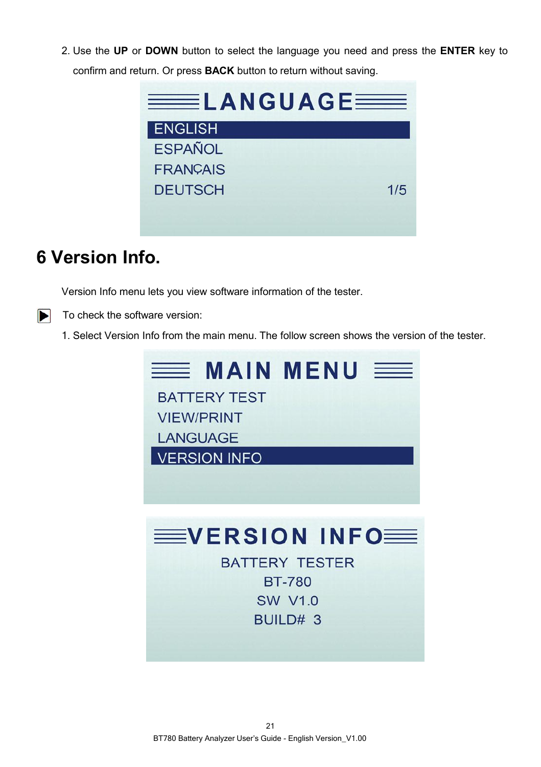2. Use the **UP** or **DOWN** button to select the language you need and press the **ENTER** key to confirm and return. Or press **BACK** button to return without saving.

LANGUAGE

ENGLISH
ESPAÑOL
FRANÇAIS
DEUTSCH 1/5

# 6 Version Info.

Version Info menu lets you view software information of the tester.

▶ To check the software version:

1. Select Version Info from the main menu. The follow screen shows the version of the tester.

MAIN MENU

BATTERY TEST
VIEW/PRINT
LANGUAGE
VERSION INFO

VERSION INFO

BATTERY TESTER
BT-780
SW V1.0
BUILD# 3